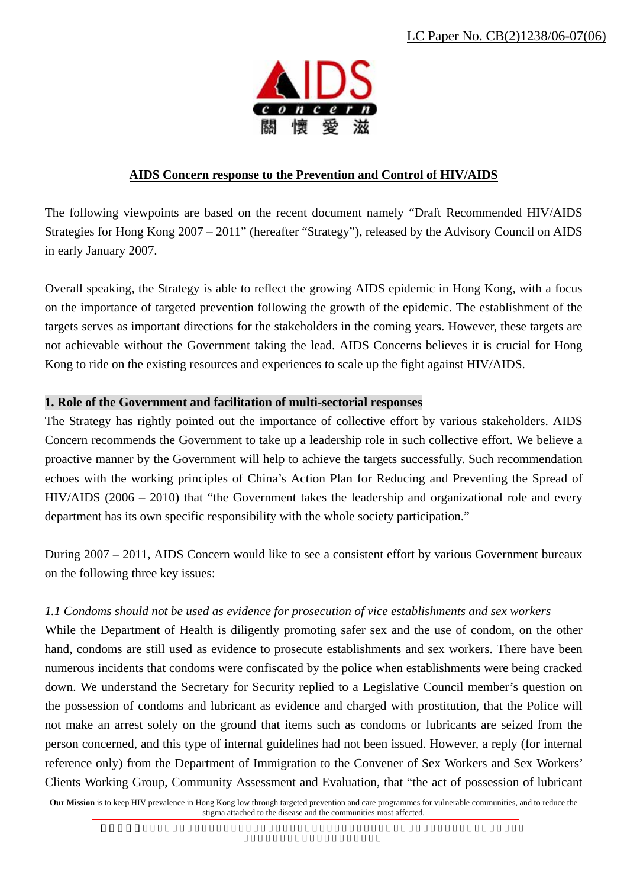LC Paper No. CB(2)1238/06-07(06)

**AIDS Concern response to the Prevention and Control of HIV/AIDS**

The following viewpoints are based on the recent document namely "Draft Recommended HIV/AIDS Strategies for Hong Kong 2007 – 2011" (hereafter "Strategy"), released by the Advisory Council on AIDS in early January 2007.

Overall speaking, the Strategy is able to reflect the growing AIDS epidemic in Hong Kong, with a focus on the importance of targeted prevention following the growth of the epidemic. The establishment of the targets serves as important directions for the stakeholders in the coming years. However, these targets are not achievable without the Government taking the lead. AIDS Concerns believes it is crucial for Hong Kong to ride on the existing resources and experiences to scale up the fight against HIV/AIDS.

## 1. Role of the Government and facilitation of multi-sectorial responses

The Strategy has rightly pointed out the importance of collective effort by various stakeholders. AIDS Concern recommends the Government to take up a leadership role in such collective effort. We believe a proactive manner by the Government will help to achieve the targets successfully. Such recommendation echoes with the working principles of China's Action Plan for Reducing and Preventing the Spread of HIV/AIDS (2006 – 2010) that "the Government takes the leadership and organizational role and every department has its own specific responsibility with the whole society participation."

During 2007 – 2011, AIDS Concern would like to see a consistent effort by various Government bureaux on the following three key issues:

*1.1 Condoms should not be used as evidence for prosecution of vice establishments and sex workers*

While the Department of Health is diligently promoting safer sex and the use of condom, on the other hand, condoms are still used as evidence to prosecute establishments and sex workers. There have been numerous incidents that condoms were confiscated by the police when establishments were being cracked down. We understand the Secretary for Security replied to a Legislative Council member's question on the possession of condoms and lubricant as evidence and charged with prostitution, that the Police will not make an arrest solely on the ground that items such as condoms or lubricants are seized from the person concerned, and this type of internal guidelines had not been issued. However, a reply (for internal reference only) from the Department of Immigration to the Convener of Sex Workers and Sex Workers' Clients Working Group, Community Assessment and Evaluation, that "the act of possession of lubricant

**Our Mission** is to keep HIV prevalence in Hong Kong low through targeted prevention and care programmes for vulnerable communities, and to reduce the stigma attached to the disease and the communities most affected.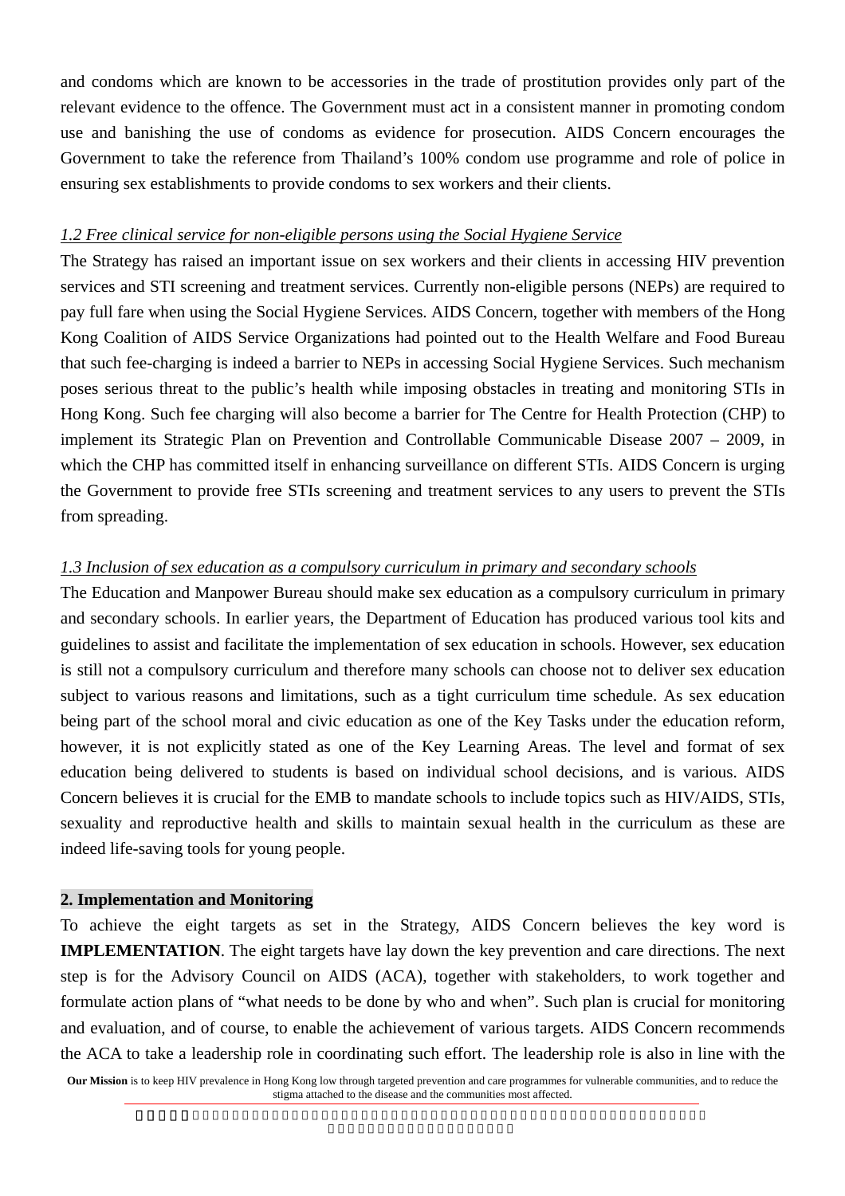and condoms which are known to be accessories in the trade of prostitution provides only part of the relevant evidence to the offence. The Government must act in a consistent manner in promoting condom use and banishing the use of condoms as evidence for prosecution. AIDS Concern encourages the Government to take the reference from Thailand's 100% condom use programme and role of police in ensuring sex establishments to provide condoms to sex workers and their clients.

*1.2 Free clinical service for non-eligible persons using the Social Hygiene Service*

The Strategy has raised an important issue on sex workers and their clients in accessing HIV prevention services and STI screening and treatment services. Currently non-eligible persons (NEPs) are required to pay full fare when using the Social Hygiene Services. AIDS Concern, together with members of the Hong Kong Coalition of AIDS Service Organizations had pointed out to the Health Welfare and Food Bureau that such fee-charging is indeed a barrier to NEPs in accessing Social Hygiene Services. Such mechanism poses serious threat to the public's health while imposing obstacles in treating and monitoring STIs in Hong Kong. Such fee charging will also become a barrier for The Centre for Health Protection (CHP) to implement its Strategic Plan on Prevention and Controllable Communicable Disease 2007 – 2009, in which the CHP has committed itself in enhancing surveillance on different STIs. AIDS Concern is urging the Government to provide free STIs screening and treatment services to any users to prevent the STIs from spreading.

*1.3 Inclusion of sex education as a compulsory curriculum in primary and secondary schools*

The Education and Manpower Bureau should make sex education as a compulsory curriculum in primary and secondary schools. In earlier years, the Department of Education has produced various tool kits and guidelines to assist and facilitate the implementation of sex education in schools. However, sex education is still not a compulsory curriculum and therefore many schools can choose not to deliver sex education subject to various reasons and limitations, such as a tight curriculum time schedule. As sex education being part of the school moral and civic education as one of the Key Tasks under the education reform, however, it is not explicitly stated as one of the Key Learning Areas. The level and format of sex education being delivered to students is based on individual school decisions, and is various. AIDS Concern believes it is crucial for the EMB to mandate schools to include topics such as HIV/AIDS, STIs, sexuality and reproductive health and skills to maintain sexual health in the curriculum as these are indeed life-saving tools for young people.

## 2. Implementation and Monitoring

To achieve the eight targets as set in the Strategy, AIDS Concern believes the key word is **IMPLEMENTATION**. The eight targets have lay down the key prevention and care directions. The next step is for the Advisory Council on AIDS (ACA), together with stakeholders, to work together and formulate action plans of "what needs to be done by who and when". Such plan is crucial for monitoring and evaluation, and of course, to enable the achievement of various targets. AIDS Concern recommends the ACA to take a leadership role in coordinating such effort. The leadership role is also in line with the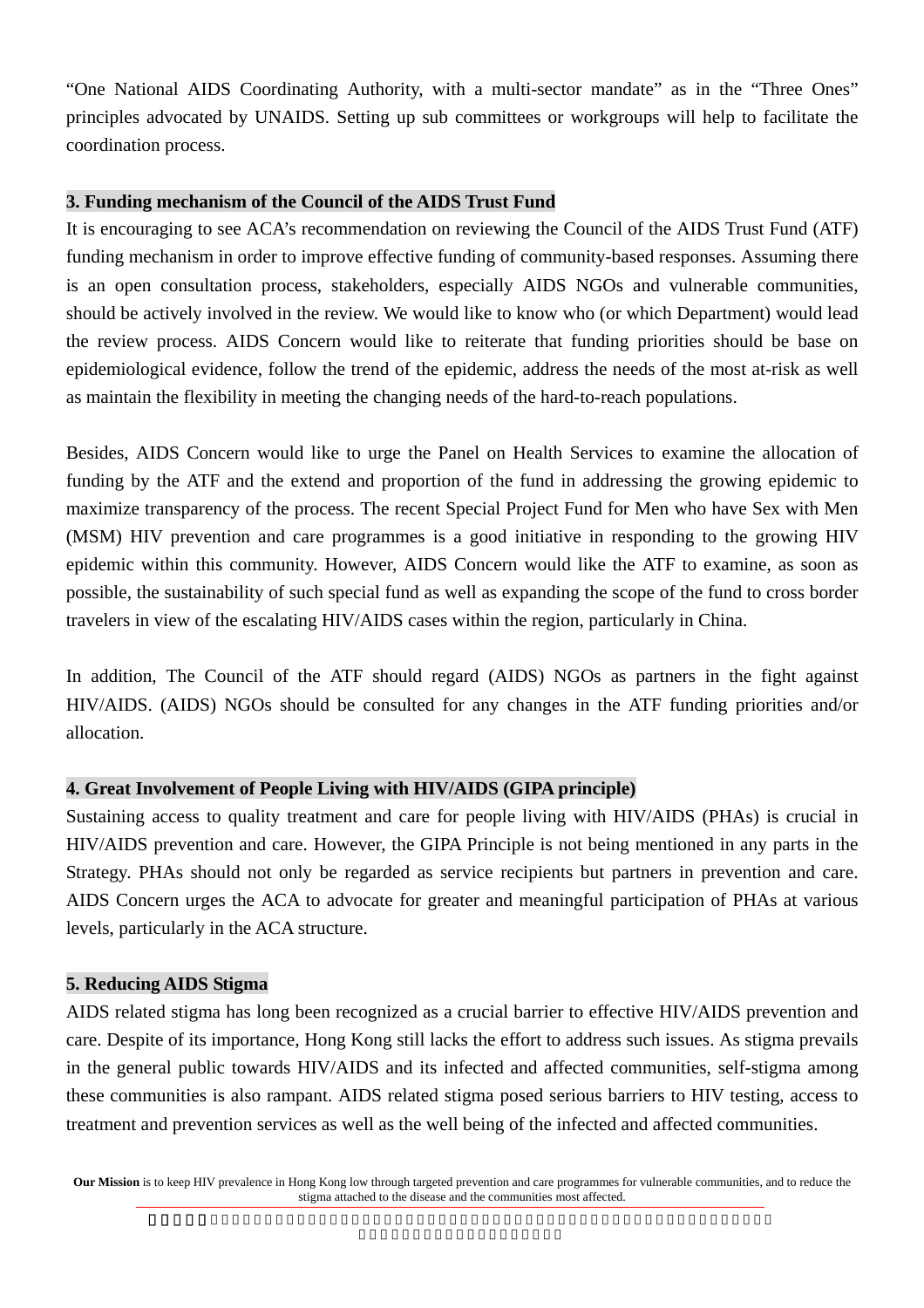"One National AIDS Coordinating Authority, with a multi-sector mandate" as in the "Three Ones" principles advocated by UNAIDS. Setting up sub committees or workgroups will help to facilitate the coordination process.

**3. Funding mechanism of the Council of the AIDS Trust Fund**

It is encouraging to see ACA's recommendation on reviewing the Council of the AIDS Trust Fund (ATF) funding mechanism in order to improve effective funding of community-based responses. Assuming there is an open consultation process, stakeholders, especially AIDS NGOs and vulnerable communities, should be actively involved in the review. We would like to know who (or which Department) would lead the review process. AIDS Concern would like to reiterate that funding priorities should be base on epidemiological evidence, follow the trend of the epidemic, address the needs of the most at-risk as well as maintain the flexibility in meeting the changing needs of the hard-to-reach populations.

Besides, AIDS Concern would like to urge the Panel on Health Services to examine the allocation of funding by the ATF and the extend and proportion of the fund in addressing the growing epidemic to maximize transparency of the process. The recent Special Project Fund for Men who have Sex with Men (MSM) HIV prevention and care programmes is a good initiative in responding to the growing HIV epidemic within this community. However, AIDS Concern would like the ATF to examine, as soon as possible, the sustainability of such special fund as well as expanding the scope of the fund to cross border travelers in view of the escalating HIV/AIDS cases within the region, particularly in China.

In addition, The Council of the ATF should regard (AIDS) NGOs as partners in the fight against HIV/AIDS. (AIDS) NGOs should be consulted for any changes in the ATF funding priorities and/or allocation.

**4. Great Involvement of People Living with HIV/AIDS (GIPA principle)**

Sustaining access to quality treatment and care for people living with HIV/AIDS (PHAs) is crucial in HIV/AIDS prevention and care. However, the GIPA Principle is not being mentioned in any parts in the Strategy. PHAs should not only be regarded as service recipients but partners in prevention and care. AIDS Concern urges the ACA to advocate for greater and meaningful participation of PHAs at various levels, particularly in the ACA structure.

**5. Reducing AIDS Stigma**

AIDS related stigma has long been recognized as a crucial barrier to effective HIV/AIDS prevention and care. Despite of its importance, Hong Kong still lacks the effort to address such issues. As stigma prevails in the general public towards HIV/AIDS and its infected and affected communities, self-stigma among these communities is also rampant. AIDS related stigma posed serious barriers to HIV testing, access to treatment and prevention services as well as the well being of the infected and affected communities.

**Our Mission** is to keep HIV prevalence in Hong Kong low through targeted prevention and care programmes for vulnerable communities, and to reduce the stigma attached to the disease and the communities most affected.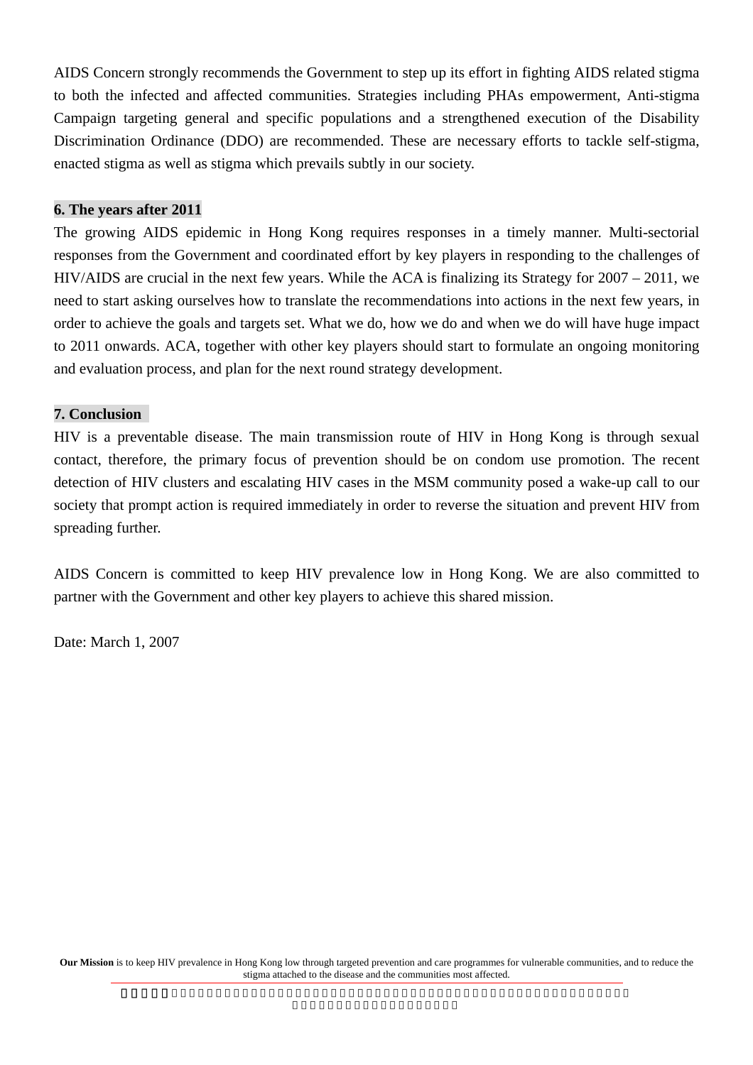AIDS Concern strongly recommends the Government to step up its effort in fighting AIDS related stigma to both the infected and affected communities. Strategies including PHAs empowerment, Anti-stigma Campaign targeting general and specific populations and a strengthened execution of the Disability Discrimination Ordinance (DDO) are recommended. These are necessary efforts to tackle self-stigma, enacted stigma as well as stigma which prevails subtly in our society.

**6. The years after 2011**

The growing AIDS epidemic in Hong Kong requires responses in a timely manner. Multi-sectorial responses from the Government and coordinated effort by key players in responding to the challenges of HIV/AIDS are crucial in the next few years. While the ACA is finalizing its Strategy for 2007 – 2011, we need to start asking ourselves how to translate the recommendations into actions in the next few years, in order to achieve the goals and targets set. What we do, how we do and when we do will have huge impact to 2011 onwards. ACA, together with other key players should start to formulate an ongoing monitoring and evaluation process, and plan for the next round strategy development.

**7. Conclusion**

HIV is a preventable disease. The main transmission route of HIV in Hong Kong is through sexual contact, therefore, the primary focus of prevention should be on condom use promotion. The recent detection of HIV clusters and escalating HIV cases in the MSM community posed a wake-up call to our society that prompt action is required immediately in order to reverse the situation and prevent HIV from spreading further.

AIDS Concern is committed to keep HIV prevalence low in Hong Kong. We are also committed to partner with the Government and other key players to achieve this shared mission.

Date: March 1, 2007